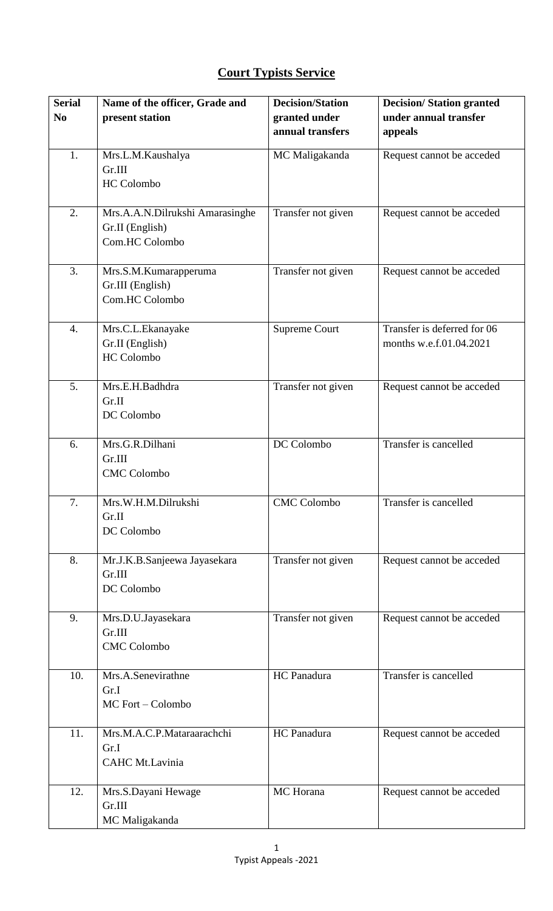## Court Typists Service

| Serial No | Name of the officer, Grade and present station | Decision/Station granted under annual transfers | Decision/ Station granted under annual transfer appeals |
|---|---|---|---|
| 1. | Mrs.L.M.Kaushalya<br>Gr.III<br>HC Colombo | MC Maligakanda | Request cannot be acceded |
| 2. | Mrs.A.A.N.Dilrukshi Amarasinghe<br>Gr.II (English)<br>Com.HC Colombo | Transfer not given | Request cannot be acceded |
| 3. | Mrs.S.M.Kumarapperuma<br>Gr.III (English)<br>Com.HC Colombo | Transfer not given | Request cannot be acceded |
| 4. | Mrs.C.L.Ekanayake<br>Gr.II (English)<br>HC Colombo | Supreme Court | Transfer is deferred for 06 months w.e.f.01.04.2021 |
| 5. | Mrs.E.H.Badhdra<br>Gr.II<br>DC Colombo | Transfer not given | Request cannot be acceded |
| 6. | Mrs.G.R.Dilhani<br>Gr.III<br>CMC Colombo | DC Colombo | Transfer is cancelled |
| 7. | Mrs.W.H.M.Dilrukshi<br>Gr.II<br>DC Colombo | CMC Colombo | Transfer is cancelled |
| 8. | Mr.J.K.B.Sanjeewa Jayasekara<br>Gr.III<br>DC Colombo | Transfer not given | Request cannot be acceded |
| 9. | Mrs.D.U.Jayasekara<br>Gr.III<br>CMC Colombo | Transfer not given | Request cannot be acceded |
| 10. | Mrs.A.Senevirathne<br>Gr.I<br>MC Fort – Colombo | HC Panadura | Transfer is cancelled |
| 11. | Mrs.M.A.C.P.Mataraarachchi<br>Gr.I<br>CAHC Mt.Lavinia | HC Panadura | Request cannot be acceded |
| 12. | Mrs.S.Dayani Hewage<br>Gr.III<br>MC Maligakanda | MC Horana | Request cannot be acceded |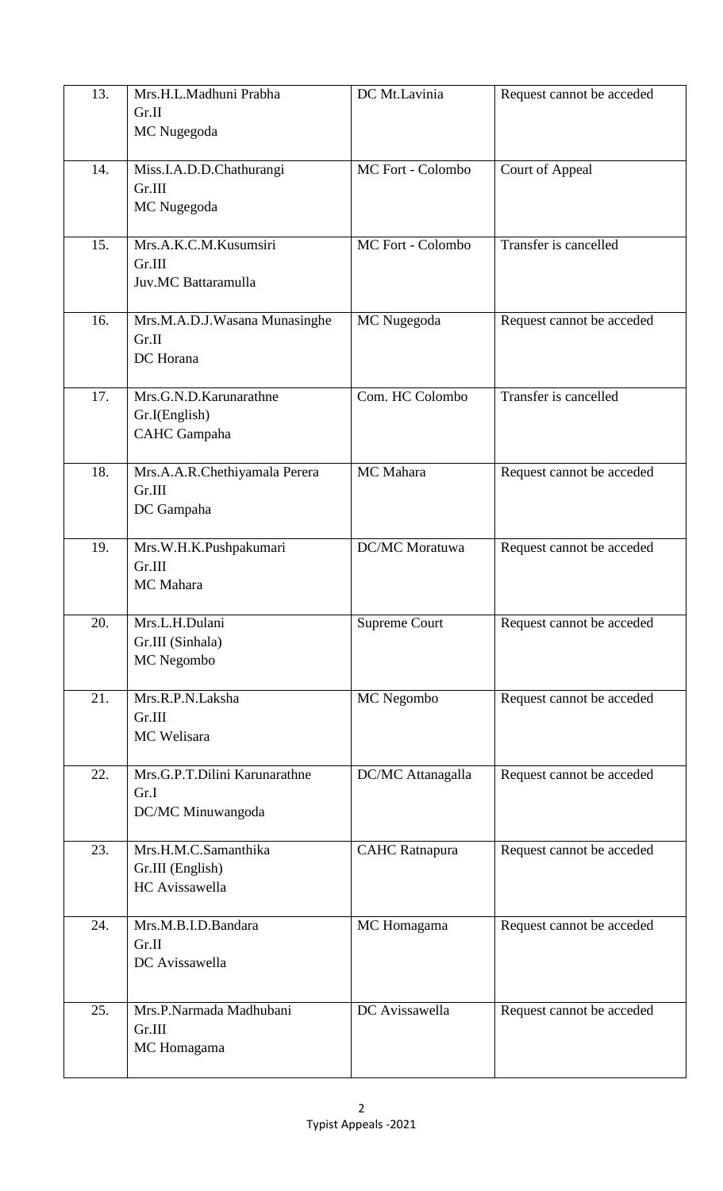| 13. | Mrs.H.L.Madhuni Prabha<br>Gr.II<br>MC Nugegoda | DC Mt.Lavinia | Request cannot be acceded |
|---|---|---|---|
| 14. | Miss.I.A.D.D.Chathurangi<br>Gr.III<br>MC Nugegoda | MC Fort - Colombo | Court of Appeal |
| 15. | Mrs.A.K.C.M.Kusumsiri<br>Gr.III<br>Juv.MC Battaramulla | MC Fort - Colombo | Transfer is cancelled |
| 16. | Mrs.M.A.D.J.Wasana Munasinghe<br>Gr.II<br>DC Horana | MC Nugegoda | Request cannot be acceded |
| 17. | Mrs.G.N.D.Karunarathne<br>Gr.I(English)<br>CAHC Gampaha | Com. HC Colombo | Transfer is cancelled |
| 18. | Mrs.A.A.R.Chethiyamala Perera<br>Gr.III<br>DC Gampaha | MC Mahara | Request cannot be acceded |
| 19. | Mrs.W.H.K.Pushpakumari<br>Gr.III<br>MC Mahara | DC/MC Moratuwa | Request cannot be acceded |
| 20. | Mrs.L.H.Dulani<br>Gr.III (Sinhala)<br>MC Negombo | Supreme Court | Request cannot be acceded |
| 21. | Mrs.R.P.N.Laksha<br>Gr.III<br>MC Welisara | MC Negombo | Request cannot be acceded |
| 22. | Mrs.G.P.T.Dilini Karunarathne<br>Gr.I<br>DC/MC Minuwangoda | DC/MC Attanagalla | Request cannot be acceded |
| 23. | Mrs.H.M.C.Samanthika<br>Gr.III (English)<br>HC Avissawella | CAHC Ratnapura | Request cannot be acceded |
| 24. | Mrs.M.B.I.D.Bandara<br>Gr.II<br>DC Avissawella | MC Homagama | Request cannot be acceded |
| 25. | Mrs.P.Narmada Madhubani<br>Gr.III<br>MC Homagama | DC Avissawella | Request cannot be acceded |

Typist Appeals -2021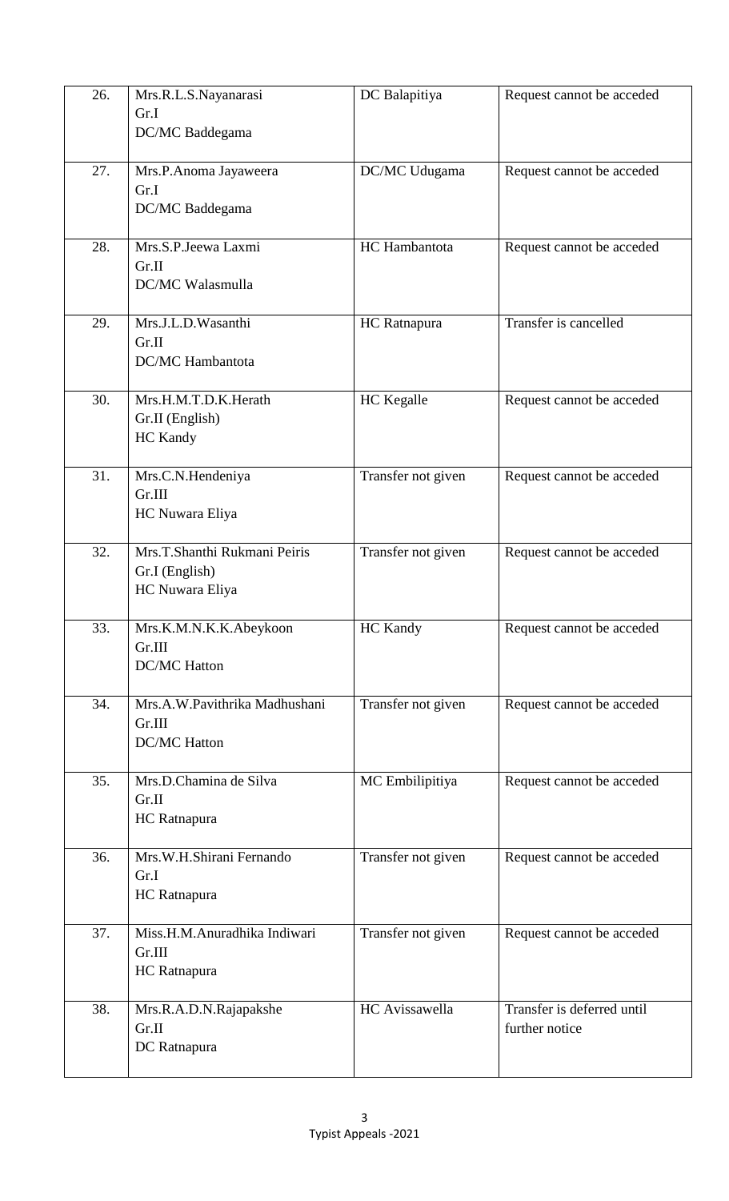| 26. | Mrs.R.L.S.Nayanarasi<br>Gr.I<br>DC/MC Baddegama | DC Balapitiya | Request cannot be acceded |
|---|---|---|---|
| 27. | Mrs.P.Anoma Jayaweera<br>Gr.I<br>DC/MC Baddegama | DC/MC Udugama | Request cannot be acceded |
| 28. | Mrs.S.P.Jeewa Laxmi<br>Gr.II<br>DC/MC Walasmulla | HC Hambantota | Request cannot be acceded |
| 29. | Mrs.J.L.D.Wasanthi<br>Gr.II<br>DC/MC Hambantota | HC Ratnapura | Transfer is cancelled |
| 30. | Mrs.H.M.T.D.K.Herath<br>Gr.II (English)<br>HC Kandy | HC Kegalle | Request cannot be acceded |
| 31. | Mrs.C.N.Hendeniya<br>Gr.III<br>HC Nuwara Eliya | Transfer not given | Request cannot be acceded |
| 32. | Mrs.T.Shanthi Rukmani Peiris<br>Gr.I (English)<br>HC Nuwara Eliya | Transfer not given | Request cannot be acceded |
| 33. | Mrs.K.M.N.K.K.Abeykoon<br>Gr.III<br>DC/MC Hatton | HC Kandy | Request cannot be acceded |
| 34. | Mrs.A.W.Pavithrika Madhushani<br>Gr.III<br>DC/MC Hatton | Transfer not given | Request cannot be acceded |
| 35. | Mrs.D.Chamina de Silva<br>Gr.II<br>HC Ratnapura | MC Embilipitiya | Request cannot be acceded |
| 36. | Mrs.W.H.Shirani Fernando<br>Gr.I<br>HC Ratnapura | Transfer not given | Request cannot be acceded |
| 37. | Miss.H.M.Anuradhika Indiwari<br>Gr.III<br>HC Ratnapura | Transfer not given | Request cannot be acceded |
| 38. | Mrs.R.A.D.N.Rajapakshe<br>Gr.II<br>DC Ratnapura | HC Avissawella | Transfer is deferred until further notice |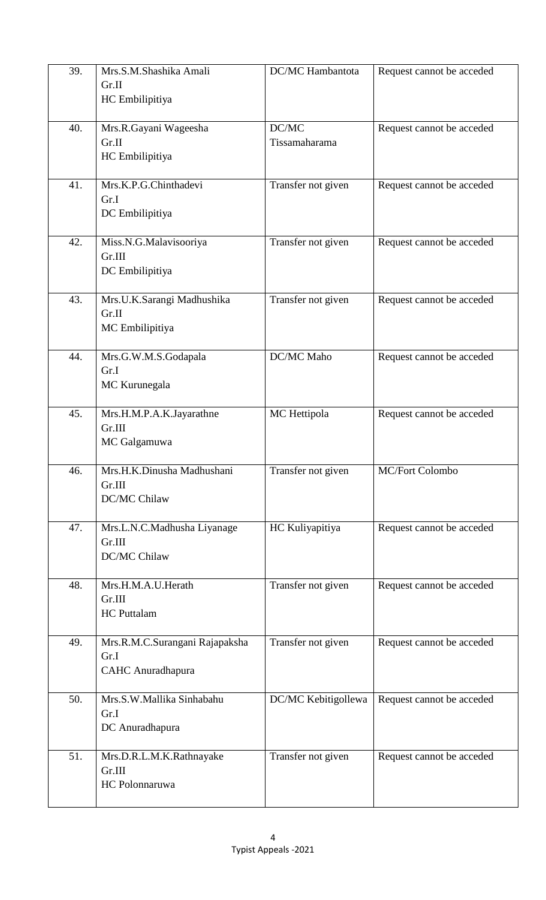| | | | |
|---|---|---|---|
| 39. | Mrs.S.M.Shashika Amali<br>Gr.II<br>HC Embilipitiya | DC/MC Hambantota | Request cannot be acceded |
| 40. | Mrs.R.Gayani Wageesha<br>Gr.II<br>HC Embilipitiya | DC/MC<br>Tissamaharama | Request cannot be acceded |
| 41. | Mrs.K.P.G.Chinthadevi<br>Gr.I<br>DC Embilipitiya | Transfer not given | Request cannot be acceded |
| 42. | Miss.N.G.Malavisooriya<br>Gr.III<br>DC Embilipitiya | Transfer not given | Request cannot be acceded |
| 43. | Mrs.U.K.Sarangi Madhushika<br>Gr.II<br>MC Embilipitiya | Transfer not given | Request cannot be acceded |
| 44. | Mrs.G.W.M.S.Godapala<br>Gr.I<br>MC Kurunegala | DC/MC Maho | Request cannot be acceded |
| 45. | Mrs.H.M.P.A.K.Jayarathne<br>Gr.III<br>MC Galgamuwa | MC Hettipola | Request cannot be acceded |
| 46. | Mrs.H.K.Dinusha Madhushani<br>Gr.III<br>DC/MC Chilaw | Transfer not given | MC/Fort Colombo |
| 47. | Mrs.L.N.C.Madhusha Liyanage<br>Gr.III<br>DC/MC Chilaw | HC Kuliyapitiya | Request cannot be acceded |
| 48. | Mrs.H.M.A.U.Herath<br>Gr.III<br>HC Puttalam | Transfer not given | Request cannot be acceded |
| 49. | Mrs.R.M.C.Surangani Rajapaksha<br>Gr.I<br>CAHC Anuradhapura | Transfer not given | Request cannot be acceded |
| 50. | Mrs.S.W.Mallika Sinhabahu<br>Gr.I<br>DC Anuradhapura | DC/MC Kebitigollewa | Request cannot be acceded |
| 51. | Mrs.D.R.L.M.K.Rathnayake<br>Gr.III<br>HC Polonnaruwa | Transfer not given | Request cannot be acceded |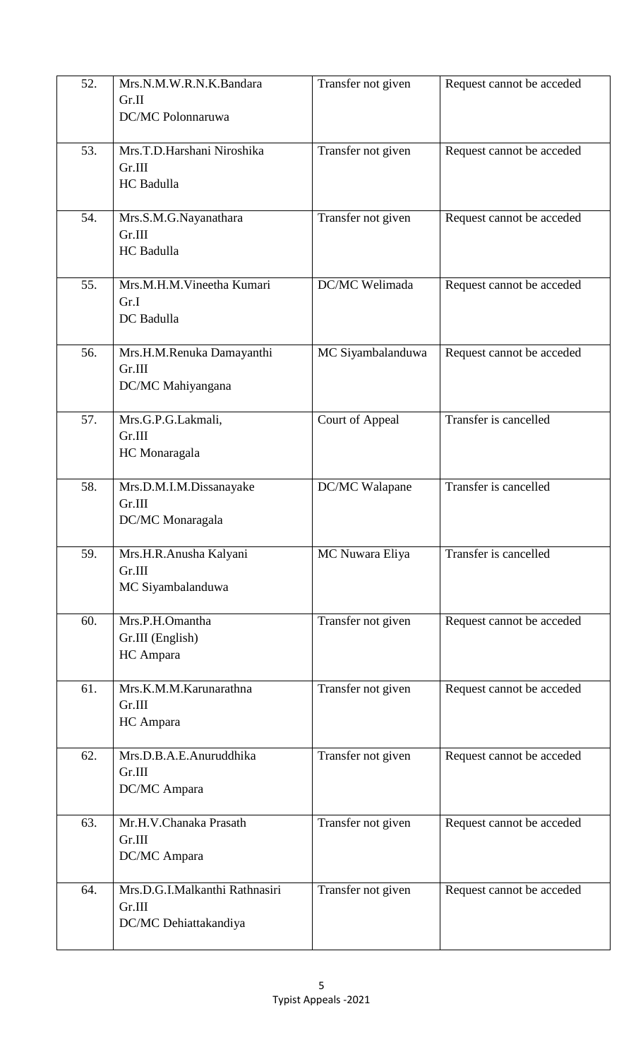| 52. | Mrs.N.M.W.R.N.K.Bandara<br>Gr.II<br>DC/MC Polonnaruwa | Transfer not given | Request cannot be acceded |
|---|---|---|---|
| 53. | Mrs.T.D.Harshani Niroshika<br>Gr.III<br>HC Badulla | Transfer not given | Request cannot be acceded |
| 54. | Mrs.S.M.G.Nayanathara<br>Gr.III<br>HC Badulla | Transfer not given | Request cannot be acceded |
| 55. | Mrs.M.H.M.Vineetha Kumari<br>Gr.I<br>DC Badulla | DC/MC Welimada | Request cannot be acceded |
| 56. | Mrs.H.M.Renuka Damayanthi<br>Gr.III<br>DC/MC Mahiyangana | MC Siyambalanduwa | Request cannot be acceded |
| 57. | Mrs.G.P.G.Lakmali,<br>Gr.III<br>HC Monaragala | Court of Appeal | Transfer is cancelled |
| 58. | Mrs.D.M.I.M.Dissanayake<br>Gr.III<br>DC/MC Monaragala | DC/MC Walapane | Transfer is cancelled |
| 59. | Mrs.H.R.Anusha Kalyani<br>Gr.III<br>MC Siyambalanduwa | MC Nuwara Eliya | Transfer is cancelled |
| 60. | Mrs.P.H.Omantha<br>Gr.III (English)<br>HC Ampara | Transfer not given | Request cannot be acceded |
| 61. | Mrs.K.M.M.Karunarathna<br>Gr.III<br>HC Ampara | Transfer not given | Request cannot be acceded |
| 62. | Mrs.D.B.A.E.Anuruddhika<br>Gr.III<br>DC/MC Ampara | Transfer not given | Request cannot be acceded |
| 63. | Mr.H.V.Chanaka Prasath<br>Gr.III<br>DC/MC Ampara | Transfer not given | Request cannot be acceded |
| 64. | Mrs.D.G.I.Malkanthi Rathnasiri<br>Gr.III<br>DC/MC Dehiattakandiya | Transfer not given | Request cannot be acceded |

Typist Appeals -2021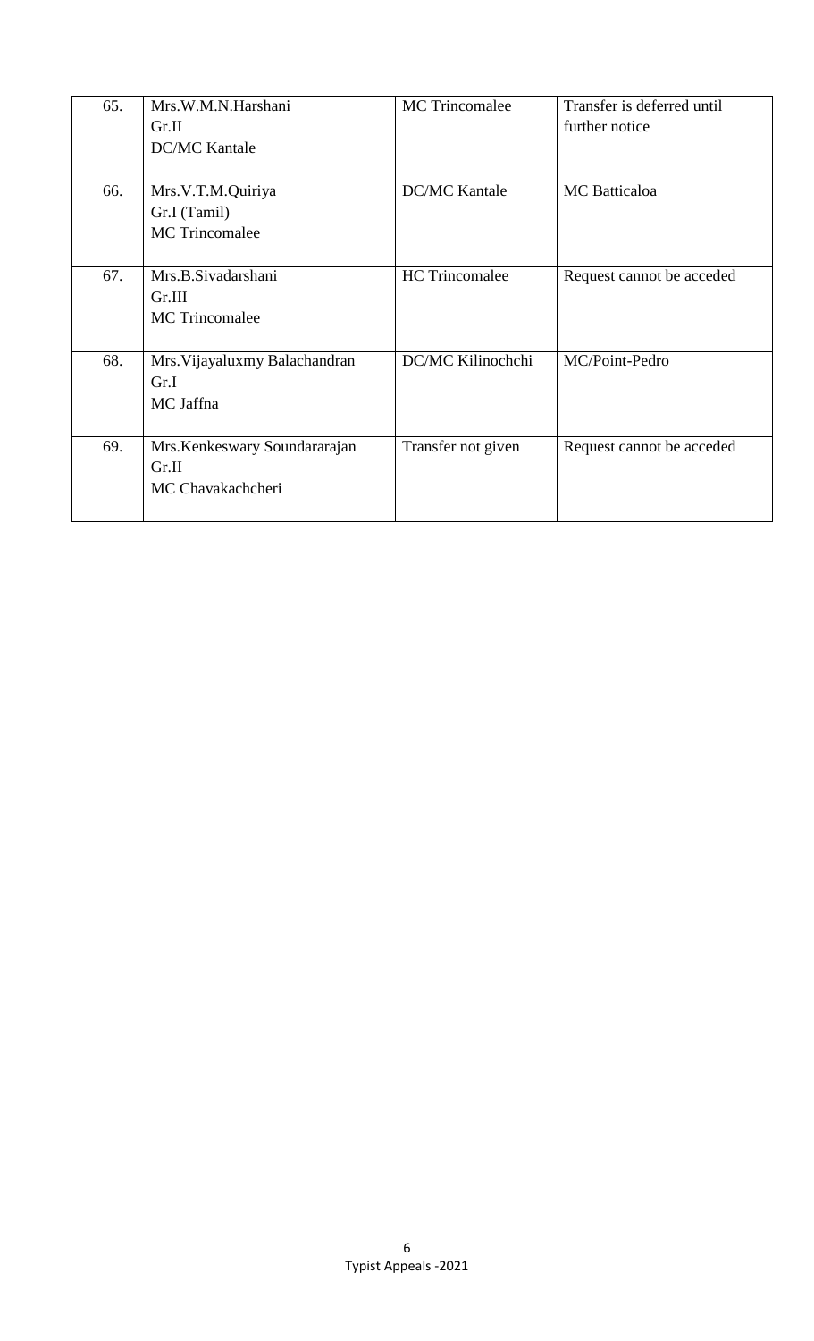| | | | |
|---|---|---|---|
| 65. | Mrs.W.M.N.Harshani<br>Gr.II<br>DC/MC Kantale | MC Trincomalee | Transfer is deferred until further notice |
| 66. | Mrs.V.T.M.Quiriya<br>Gr.I (Tamil)<br>MC Trincomalee | DC/MC Kantale | MC Batticaloa |
| 67. | Mrs.B.Sivadarshani<br>Gr.III<br>MC Trincomalee | HC Trincomalee | Request cannot be acceded |
| 68. | Mrs.Vijayaluxmy Balachandran<br>Gr.I<br>MC Jaffna | DC/MC Kilinochchi | MC/Point-Pedro |
| 69. | Mrs.Kenkeswary Soundararajan<br>Gr.II<br>MC Chavakachcheri | Transfer not given | Request cannot be acceded |